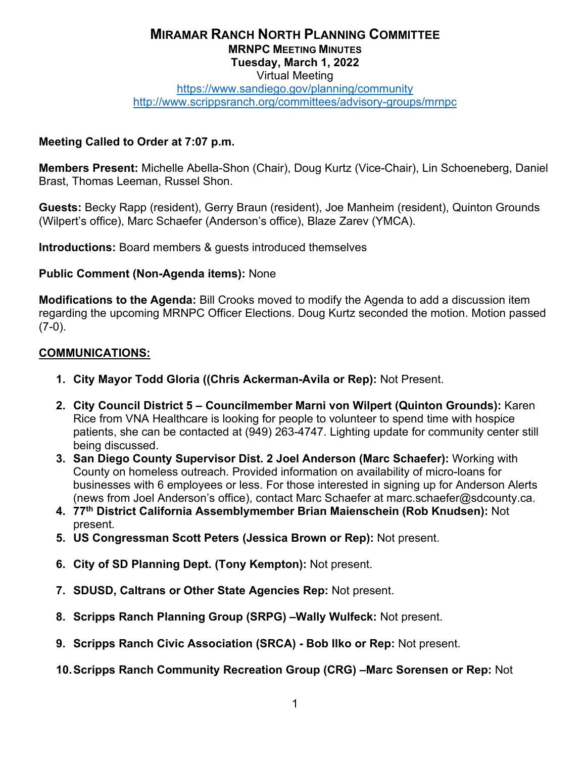# MIRAMAR RANCH NORTH PLANNING COMMITTEE

## MRNPC MEETING MINUTES

**Tuesday, March 1, 2022**

Virtual Meeting

https://www.sandiego.gov/planning/community

http://www.scrippsranch.org/committees/advisory-groups/mrnpc

**Meeting Called to Order at 7:07 p.m.**

**Members Present:** Michelle Abella-Shon (Chair), Doug Kurtz (Vice-Chair), Lin Schoeneberg, Daniel Brast, Thomas Leeman, Russel Shon.

**Guests:** Becky Rapp (resident), Gerry Braun (resident), Joe Manheim (resident), Quinton Grounds (Wilpert's office), Marc Schaefer (Anderson's office), Blaze Zarev (YMCA).

**Introductions:** Board members & guests introduced themselves

**Public Comment (Non-Agenda items):** None

**Modifications to the Agenda:** Bill Crooks moved to modify the Agenda to add a discussion item regarding the upcoming MRNPC Officer Elections. Doug Kurtz seconded the motion. Motion passed (7-0).

## COMMUNICATIONS:

1. **City Mayor Todd Gloria ((Chris Ackerman-Avila or Rep):** Not Present.
2. **City Council District 5 – Councilmember Marni von Wilpert (Quinton Grounds):** Karen Rice from VNA Healthcare is looking for people to volunteer to spend time with hospice patients, she can be contacted at (949) 263-4747. Lighting update for community center still being discussed.
3. **San Diego County Supervisor Dist. 2 Joel Anderson (Marc Schaefer):** Working with County on homeless outreach. Provided information on availability of micro-loans for businesses with 6 employees or less. For those interested in signing up for Anderson Alerts (news from Joel Anderson's office), contact Marc Schaefer at marc.schaefer@sdcounty.ca.
4. **77th District California Assemblymember Brian Maienschein (Rob Knudsen):** Not present.
5. **US Congressman Scott Peters (Jessica Brown or Rep):** Not present.
6. **City of SD Planning Dept. (Tony Kempton):** Not present.
7. **SDUSD, Caltrans or Other State Agencies Rep:** Not present.
8. **Scripps Ranch Planning Group (SRPG) –Wally Wulfeck:** Not present.
9. **Scripps Ranch Civic Association (SRCA) - Bob Ilko or Rep:** Not present.
10. **Scripps Ranch Community Recreation Group (CRG) –Marc Sorensen or Rep:** Not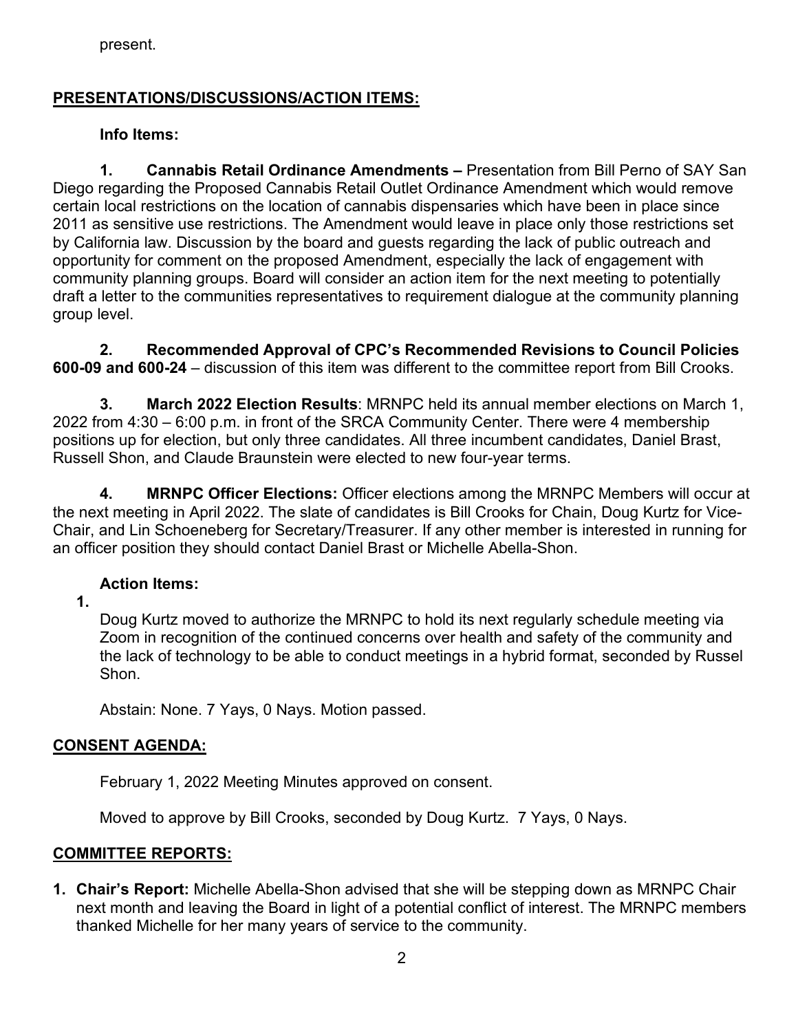present.

## PRESENTATIONS/DISCUSSIONS/ACTION ITEMS:

### Info Items:

1. **Cannabis Retail Ordinance Amendments –** Presentation from Bill Perno of SAY San Diego regarding the Proposed Cannabis Retail Outlet Ordinance Amendment which would remove certain local restrictions on the location of cannabis dispensaries which have been in place since 2011 as sensitive use restrictions. The Amendment would leave in place only those restrictions set by California law. Discussion by the board and guests regarding the lack of public outreach and opportunity for comment on the proposed Amendment, especially the lack of engagement with community planning groups. Board will consider an action item for the next meeting to potentially draft a letter to the communities representatives to requirement dialogue at the community planning group level.

2. **Recommended Approval of CPC's Recommended Revisions to Council Policies 600-09 and 600-24** – discussion of this item was different to the committee report from Bill Crooks.

3. **March 2022 Election Results**: MRNPC held its annual member elections on March 1, 2022 from 4:30 – 6:00 p.m. in front of the SRCA Community Center. There were 4 membership positions up for election, but only three candidates. All three incumbent candidates, Daniel Brast, Russell Shon, and Claude Braunstein were elected to new four-year terms.

4. **MRNPC Officer Elections:** Officer elections among the MRNPC Members will occur at the next meeting in April 2022. The slate of candidates is Bill Crooks for Chain, Doug Kurtz for Vice-Chair, and Lin Schoeneberg for Secretary/Treasurer. If any other member is interested in running for an officer position they should contact Daniel Brast or Michelle Abella-Shon.

### Action Items:

1. Doug Kurtz moved to authorize the MRNPC to hold its next regularly schedule meeting via Zoom in recognition of the continued concerns over health and safety of the community and the lack of technology to be able to conduct meetings in a hybrid format, seconded by Russel Shon.

   Abstain: None. 7 Yays, 0 Nays. Motion passed.

## CONSENT AGENDA:

February 1, 2022 Meeting Minutes approved on consent.

Moved to approve by Bill Crooks, seconded by Doug Kurtz. 7 Yays, 0 Nays.

## COMMITTEE REPORTS:

1. **Chair's Report:** Michelle Abella-Shon advised that she will be stepping down as MRNPC Chair next month and leaving the Board in light of a potential conflict of interest. The MRNPC members thanked Michelle for her many years of service to the community.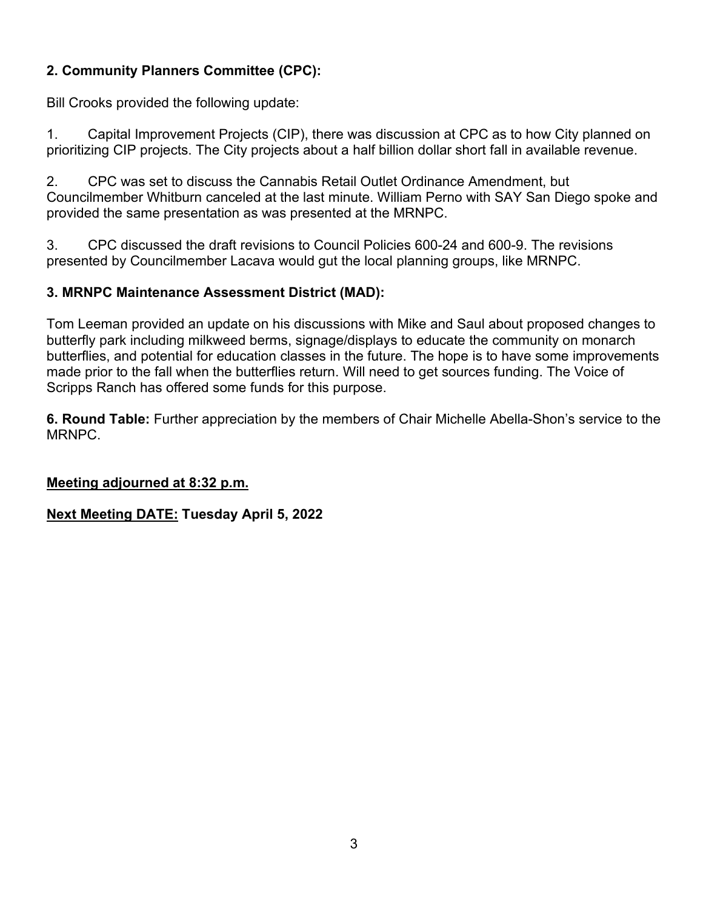**2. Community Planners Committee (CPC):**

Bill Crooks provided the following update:

1. Capital Improvement Projects (CIP), there was discussion at CPC as to how City planned on prioritizing CIP projects. The City projects about a half billion dollar short fall in available revenue.

2. CPC was set to discuss the Cannabis Retail Outlet Ordinance Amendment, but Councilmember Whitburn canceled at the last minute. William Perno with SAY San Diego spoke and provided the same presentation as was presented at the MRNPC.

3. CPC discussed the draft revisions to Council Policies 600-24 and 600-9. The revisions presented by Councilmember Lacava would gut the local planning groups, like MRNPC.

**3. MRNPC Maintenance Assessment District (MAD):**

Tom Leeman provided an update on his discussions with Mike and Saul about proposed changes to butterfly park including milkweed berms, signage/displays to educate the community on monarch butterflies, and potential for education classes in the future. The hope is to have some improvements made prior to the fall when the butterflies return. Will need to get sources funding. The Voice of Scripps Ranch has offered some funds for this purpose.

**6. Round Table:** Further appreciation by the members of Chair Michelle Abella-Shon's service to the MRNPC.

**Meeting adjourned at 8:32 p.m.**

**Next Meeting DATE: Tuesday April 5, 2022**